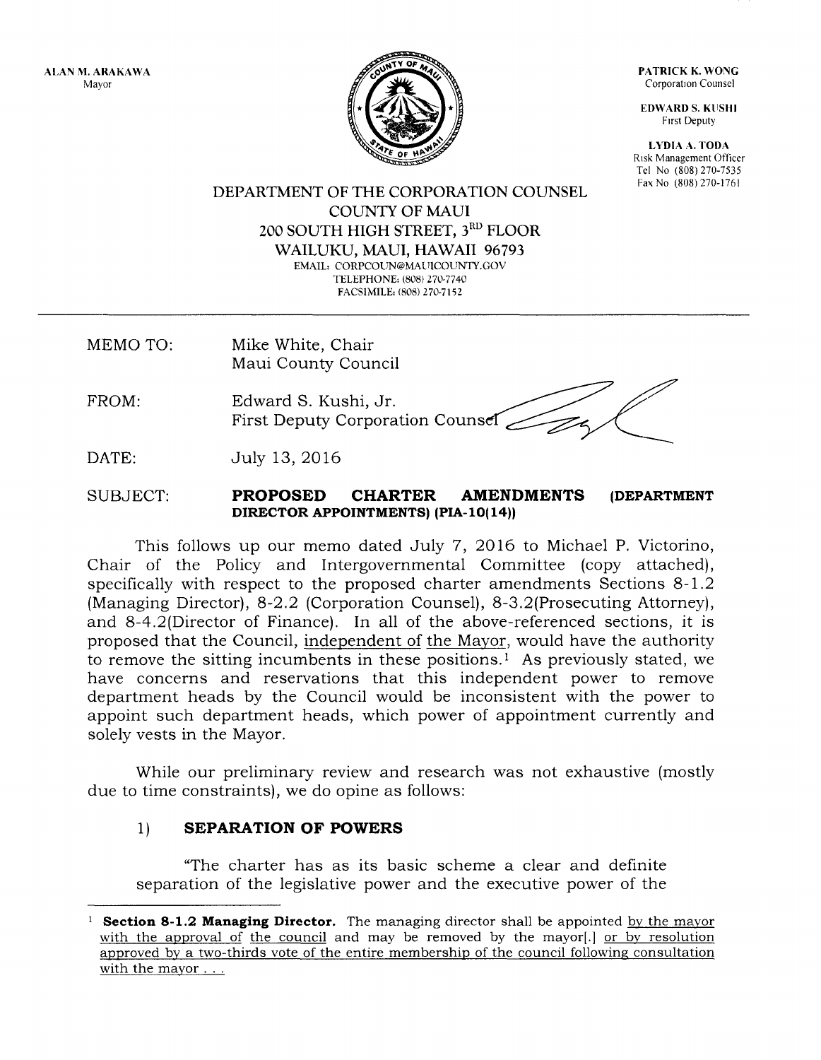ALAN M. ARAKAWA
Mayor

PATRICK K. WONG
Corporation Counsel

EDWARD S. KUSHI
First Deputy

LYDIA A. TODA
Risk Management Officer
Tel No (808) 270-7535
Fax No (808) 270-1761

DEPARTMENT OF THE CORPORATION COUNSEL
COUNTY OF MAUI
200 SOUTH HIGH STREET, 3[RD] FLOOR
WAILUKU, MAUI, HAWAII 96793
EMAIL: CORPCOUN@MAUICOUNTY.GOV
TELEPHONE: (808) 270-7740
FACSIMILE: (808) 270-7152

---

| | |
|---|---|
| MEMO TO: | Mike White, Chair<br>Maui County Council |
| FROM: | Edward S. Kushi, Jr.<br>First Deputy Corporation Counsel |
| DATE: | July 13, 2016 |
| SUBJECT: | **PROPOSED CHARTER AMENDMENTS (DEPARTMENT DIRECTOR APPOINTMENTS) (PIA-10(14))** |

This follows up our memo dated July 7, 2016 to Michael P. Victorino, Chair of the Policy and Intergovernmental Committee (copy attached), specifically with respect to the proposed charter amendments Sections 8-1.2 (Managing Director), 8-2.2 (Corporation Counsel), 8-3.2(Prosecuting Attorney), and 8-4.2(Director of Finance). In all of the above-referenced sections, it is proposed that the Council, independent of the Mayor, would have the authority to remove the sitting incumbents in these positions.[1] As previously stated, we have concerns and reservations that this independent power to remove department heads by the Council would be inconsistent with the power to appoint such department heads, which power of appointment currently and solely vests in the Mayor.

While our preliminary review and research was not exhaustive (mostly due to time constraints), we do opine as follows:

1) **SEPARATION OF POWERS**

"The charter has as its basic scheme a clear and definite separation of the legislative power and the executive power of the

---

[1] **Section 8-1.2 Managing Director.** The managing director shall be appointed by the mayor with the approval of the council and may be removed by the mayor[.] or by resolution approved by a two-thirds vote of the entire membership of the council following consultation with the mayor . . .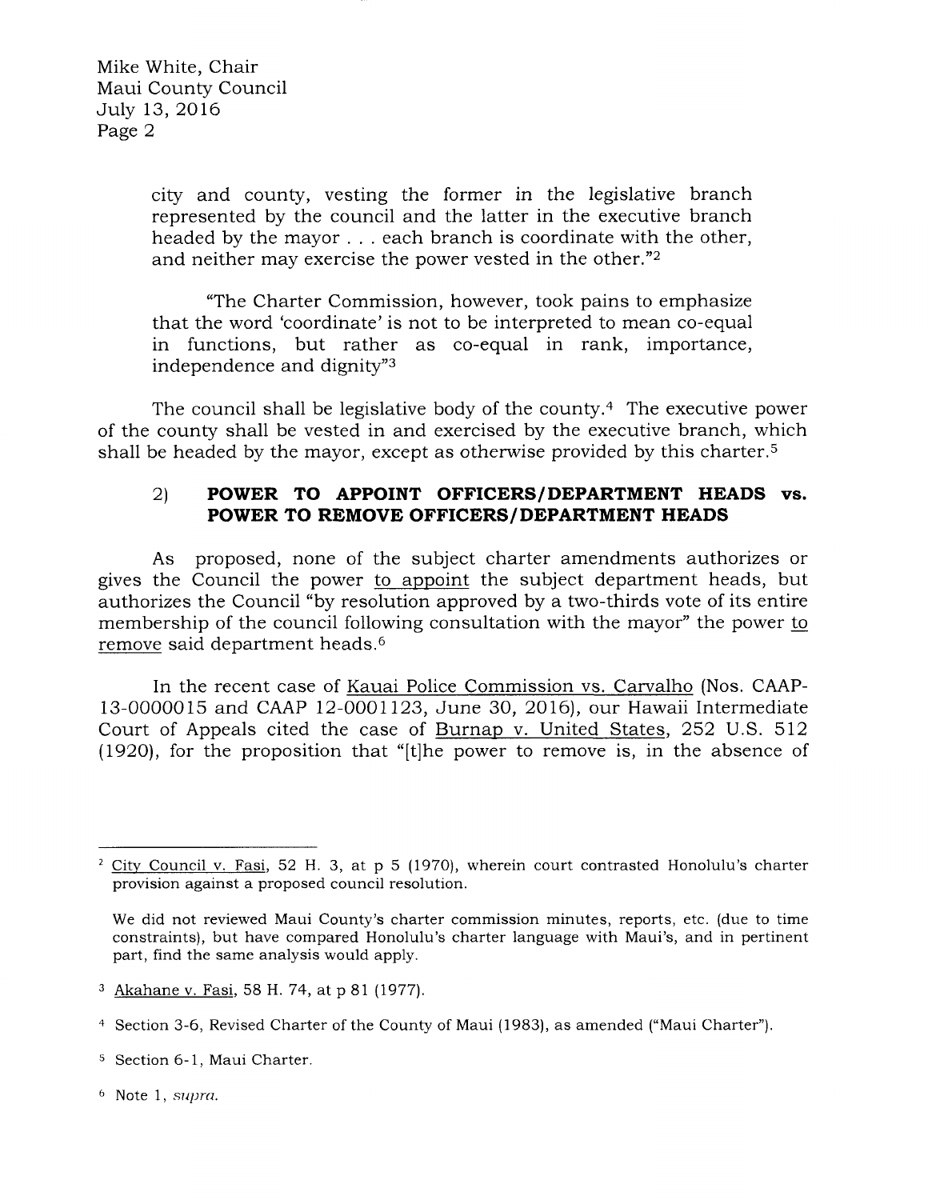city and county, vesting the former in the legislative branch represented by the council and the latter in the executive branch headed by the mayor . . . each branch is coordinate with the other, and neither may exercise the power vested in the other."[2]

"The Charter Commission, however, took pains to emphasize that the word 'coordinate' is not to be interpreted to mean co-equal in functions, but rather as co-equal in rank, importance, independence and dignity"[3]

The council shall be legislative body of the county.[4] The executive power of the county shall be vested in and exercised by the executive branch, which shall be headed by the mayor, except as otherwise provided by this charter.[5]

## 2) POWER TO APPOINT OFFICERS/DEPARTMENT HEADS vs. POWER TO REMOVE OFFICERS/DEPARTMENT HEADS

As proposed, none of the subject charter amendments authorizes or gives the Council the power <u>to appoint</u> the subject department heads, but authorizes the Council "by resolution approved by a two-thirds vote of its entire membership of the council following consultation with the mayor" the power <u>to remove</u> said department heads.[6]

In the recent case of <u>Kauai Police Commission vs. Carvalho</u> (Nos. CAAP-13-0000015 and CAAP 12-0001123, June 30, 2016), our Hawaii Intermediate Court of Appeals cited the case of <u>Burnap v. United States</u>, 252 U.S. 512 (1920), for the proposition that "[t]he power to remove is, in the absence of

---

[2] <u>City Council v. Fasi</u>, 52 H. 3, at p 5 (1970), wherein court contrasted Honolulu's charter provision against a proposed council resolution.

We did not reviewed Maui County's charter commission minutes, reports, etc. (due to time constraints), but have compared Honolulu's charter language with Maui's, and in pertinent part, find the same analysis would apply.

[3] <u>Akahane v. Fasi</u>, 58 H. 74, at p 81 (1977).

[4] Section 3-6, Revised Charter of the County of Maui (1983), as amended ("Maui Charter").

[5] Section 6-1, Maui Charter.

[6] Note 1, *supra*.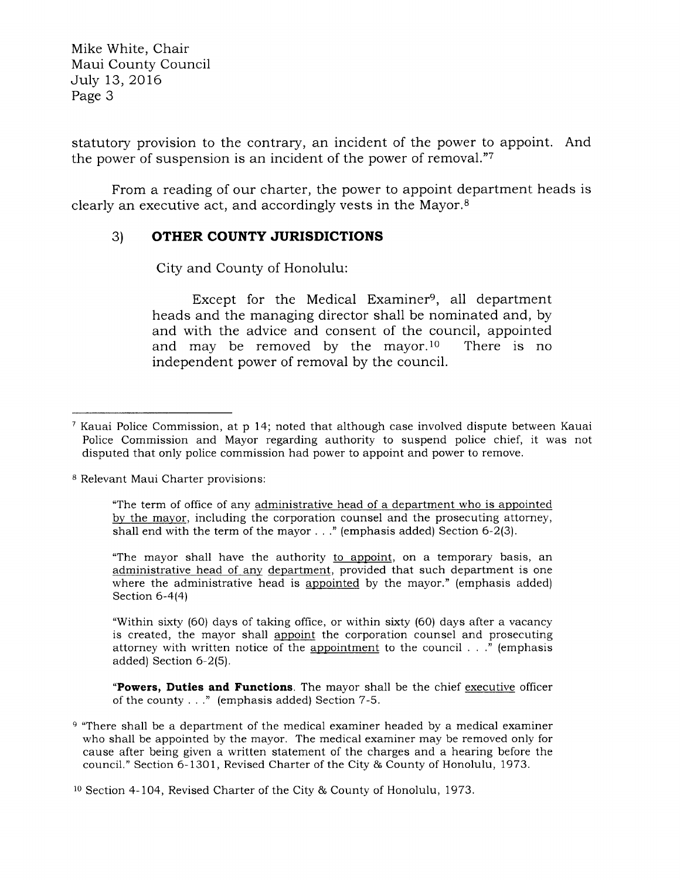statutory provision to the contrary, an incident of the power to appoint. And the power of suspension is an incident of the power of removal."[7]

From a reading of our charter, the power to appoint department heads is clearly an executive act, and accordingly vests in the Mayor.[8]

### 3) **OTHER COUNTY JURISDICTIONS**

City and County of Honolulu:

> Except for the Medical Examiner[9], all department heads and the managing director shall be nominated and, by and with the advice and consent of the council, appointed and may be removed by the mayor.[10] There is no independent power of removal by the council.

---

[7] Kauai Police Commission, at p 14; noted that although case involved dispute between Kauai Police Commission and Mayor regarding authority to suspend police chief, it was not disputed that only police commission had power to appoint and power to remove.

[8] Relevant Maui Charter provisions:

> "The term of office of any <u>administrative head of a department who is appointed by the mayor</u>, including the corporation counsel and the prosecuting attorney, shall end with the term of the mayor . . ." (emphasis added) Section 6-2(3).
>
> "The mayor shall have the authority <u>to appoint</u>, on a temporary basis, an <u>administrative head of any department</u>, provided that such department is one where the administrative head is <u>appointed</u> by the mayor." (emphasis added) Section 6-4(4)
>
> "Within sixty (60) days of taking office, or within sixty (60) days after a vacancy is created, the mayor shall <u>appoint</u> the corporation counsel and prosecuting attorney with written notice of the <u>appointment</u> to the council . . ." (emphasis added) Section 6-2(5).
>
> "**Powers, Duties and Functions**. The mayor shall be the chief <u>executive</u> officer of the county . . ." (emphasis added) Section 7-5.

[9] "There shall be a department of the medical examiner headed by a medical examiner who shall be appointed by the mayor. The medical examiner may be removed only for cause after being given a written statement of the charges and a hearing before the council." Section 6-1301, Revised Charter of the City & County of Honolulu, 1973.

[10] Section 4-104, Revised Charter of the City & County of Honolulu, 1973.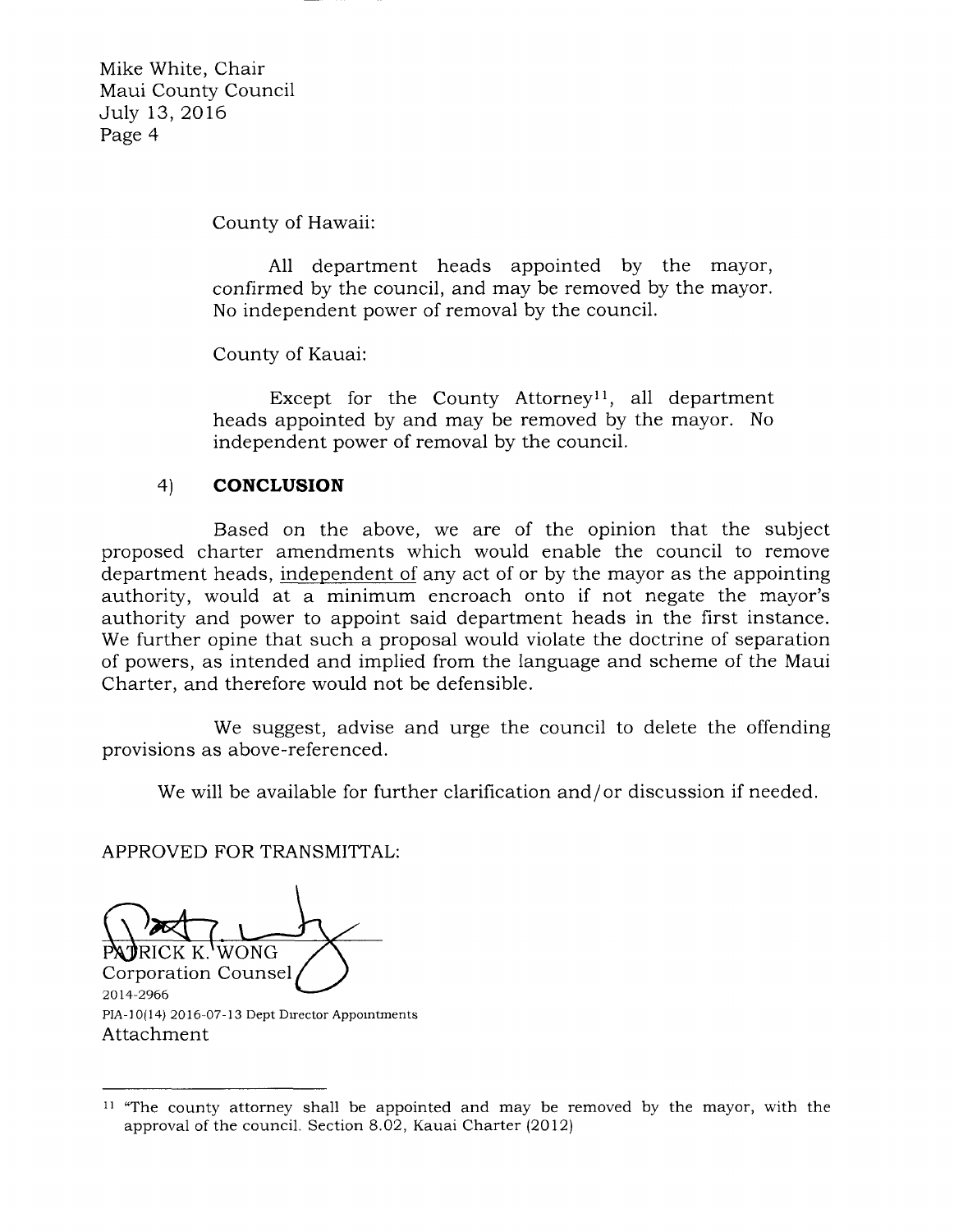Mike White, Chair
Maui County Council
July 13, 2016

County of Hawaii:

All department heads appointed by the mayor, confirmed by the council, and may be removed by the mayor. No independent power of removal by the council.

County of Kauai:

Except for the County Attorney[11], all department heads appointed by and may be removed by the mayor. No independent power of removal by the council.

## 4) CONCLUSION

Based on the above, we are of the opinion that the subject proposed charter amendments which would enable the council to remove department heads, independent of any act of or by the mayor as the appointing authority, would at a minimum encroach onto if not negate the mayor's authority and power to appoint said department heads in the first instance. We further opine that such a proposal would violate the doctrine of separation of powers, as intended and implied from the language and scheme of the Maui Charter, and therefore would not be defensible.

We suggest, advise and urge the council to delete the offending provisions as above-referenced.

We will be available for further clarification and/or discussion if needed.

APPROVED FOR TRANSMITTAL:

PATRICK K. WONG
Corporation Counsel
2014-2966
PIA-10(14) 2016-07-13 Dept Director Appointments
Attachment

---

[11] "The county attorney shall be appointed and may be removed by the mayor, with the approval of the council. Section 8.02, Kauai Charter (2012)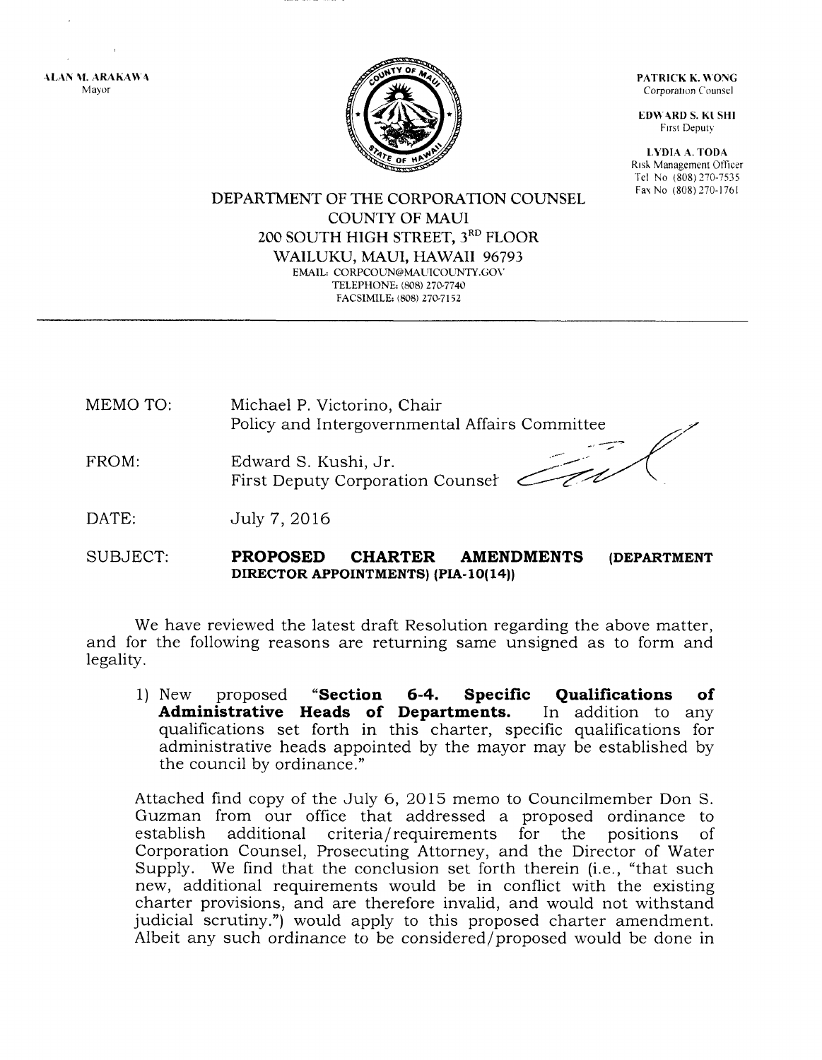ALAN M. ARAKAWA
Mayor

PATRICK K. WONG
Corporation Counsel

EDWARD S. KUSHI
First Deputy

LYDIA A. TODA
Risk Management Officer
Tel No (808) 270-7535
Fax No (808) 270-1761

DEPARTMENT OF THE CORPORATION COUNSEL
COUNTY OF MAUI
200 SOUTH HIGH STREET, 3RD FLOOR
WAILUKU, MAUI, HAWAII 96793
EMAIL: CORPCOUN@MAUICOUNTY.GOV
TELEPHONE: (808) 270-7740
FACSIMILE: (808) 270-7152

---

| | |
|---|---|
| MEMO TO: | Michael P. Victorino, Chair<br>Policy and Intergovernmental Affairs Committee |
| FROM: | Edward S. Kushi, Jr.<br>First Deputy Corporation Counsel |
| DATE: | July 7, 2016 |
| SUBJECT: | **PROPOSED CHARTER AMENDMENTS (DEPARTMENT DIRECTOR APPOINTMENTS) (PIA-10(14))** |

We have reviewed the latest draft Resolution regarding the above matter, and for the following reasons are returning same unsigned as to form and legality.

1) New proposed "**Section 6-4. Specific Qualifications of Administrative Heads of Departments.** In addition to any qualifications set forth in this charter, specific qualifications for administrative heads appointed by the mayor may be established by the council by ordinance."

Attached find copy of the July 6, 2015 memo to Councilmember Don S. Guzman from our office that addressed a proposed ordinance to establish additional criteria/requirements for the positions of Corporation Counsel, Prosecuting Attorney, and the Director of Water Supply. We find that the conclusion set forth therein (i.e., "that such new, additional requirements would be in conflict with the existing charter provisions, and are therefore invalid, and would not withstand judicial scrutiny.") would apply to this proposed charter amendment. Albeit any such ordinance to be considered/proposed would be done in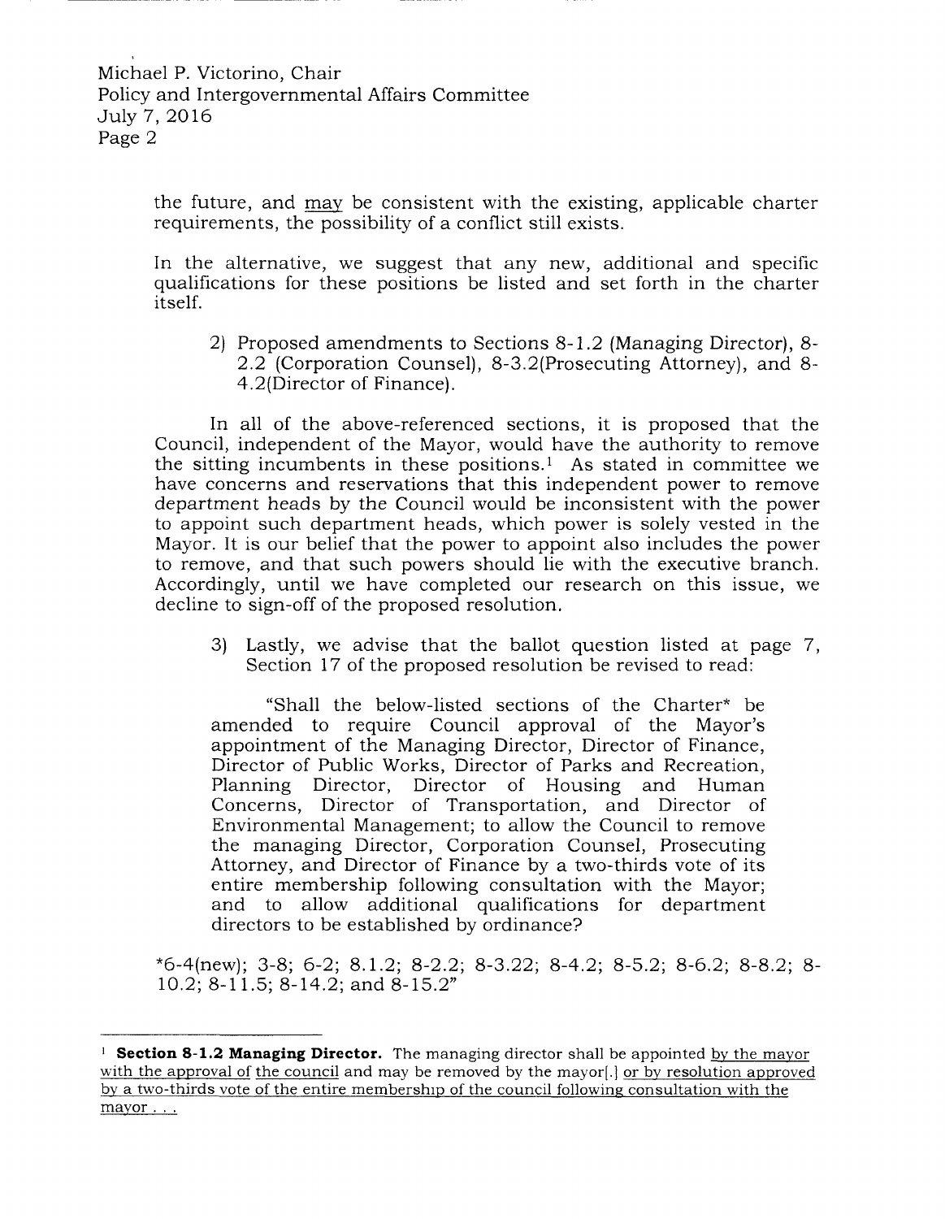the future, and <u>may</u> be consistent with the existing, applicable charter requirements, the possibility of a conflict still exists.

In the alternative, we suggest that any new, additional and specific qualifications for these positions be listed and set forth in the charter itself.

2) Proposed amendments to Sections 8-1.2 (Managing Director), 8-2.2 (Corporation Counsel), 8-3.2(Prosecuting Attorney), and 8-4.2(Director of Finance).

In all of the above-referenced sections, it is proposed that the Council, independent of the Mayor, would have the authority to remove the sitting incumbents in these positions.[1] As stated in committee we have concerns and reservations that this independent power to remove department heads by the Council would be inconsistent with the power to appoint such department heads, which power is solely vested in the Mayor. It is our belief that the power to appoint also includes the power to remove, and that such powers should lie with the executive branch. Accordingly, until we have completed our research on this issue, we decline to sign-off of the proposed resolution.

3) Lastly, we advise that the ballot question listed at page 7, Section 17 of the proposed resolution be revised to read:

"Shall the below-listed sections of the Charter* be amended to require Council approval of the Mayor's appointment of the Managing Director, Director of Finance, Director of Public Works, Director of Parks and Recreation, Planning Director, Director of Housing and Human Concerns, Director of Transportation, and Director of Environmental Management; to allow the Council to remove the managing Director, Corporation Counsel, Prosecuting Attorney, and Director of Finance by a two-thirds vote of its entire membership following consultation with the Mayor; and to allow additional qualifications for department directors to be established by ordinance?

*6-4(new); 3-8; 6-2; 8.1.2; 8-2.2; 8-3.22; 8-4.2; 8-5.2; 8-6.2; 8-8.2; 8-10.2; 8-11.5; 8-14.2; and 8-15.2"

---

[1] **Section 8-1.2 Managing Director.** The managing director shall be appointed <u>by the mayor with the approval of the council</u> and may be removed by the mayor[.] <u>or by resolution approved by a two-thirds vote of the entire membership of the council following consultation with the mayor . . .</u>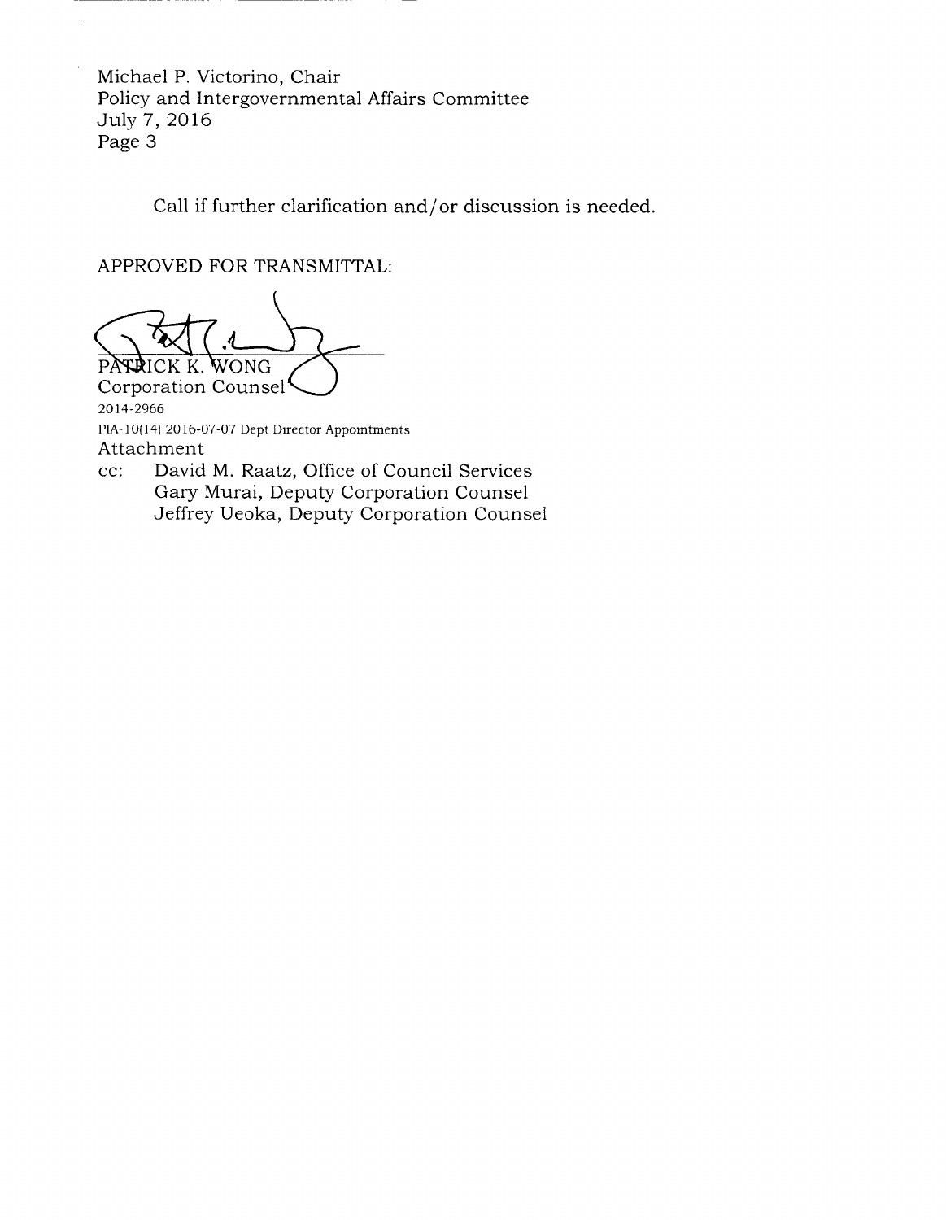Michael P. Victorino, Chair
Policy and Intergovernmental Affairs Committee
July 7, 2016
Page 3

Call if further clarification and/or discussion is needed.

APPROVED FOR TRANSMITTAL:

PATRICK K. WONG
Corporation Counsel

2014-2966
PIA-10(14) 2016-07-07 Dept Director Appointments
Attachment

cc: David M. Raatz, Office of Council Services
Gary Murai, Deputy Corporation Counsel
Jeffrey Ueoka, Deputy Corporation Counsel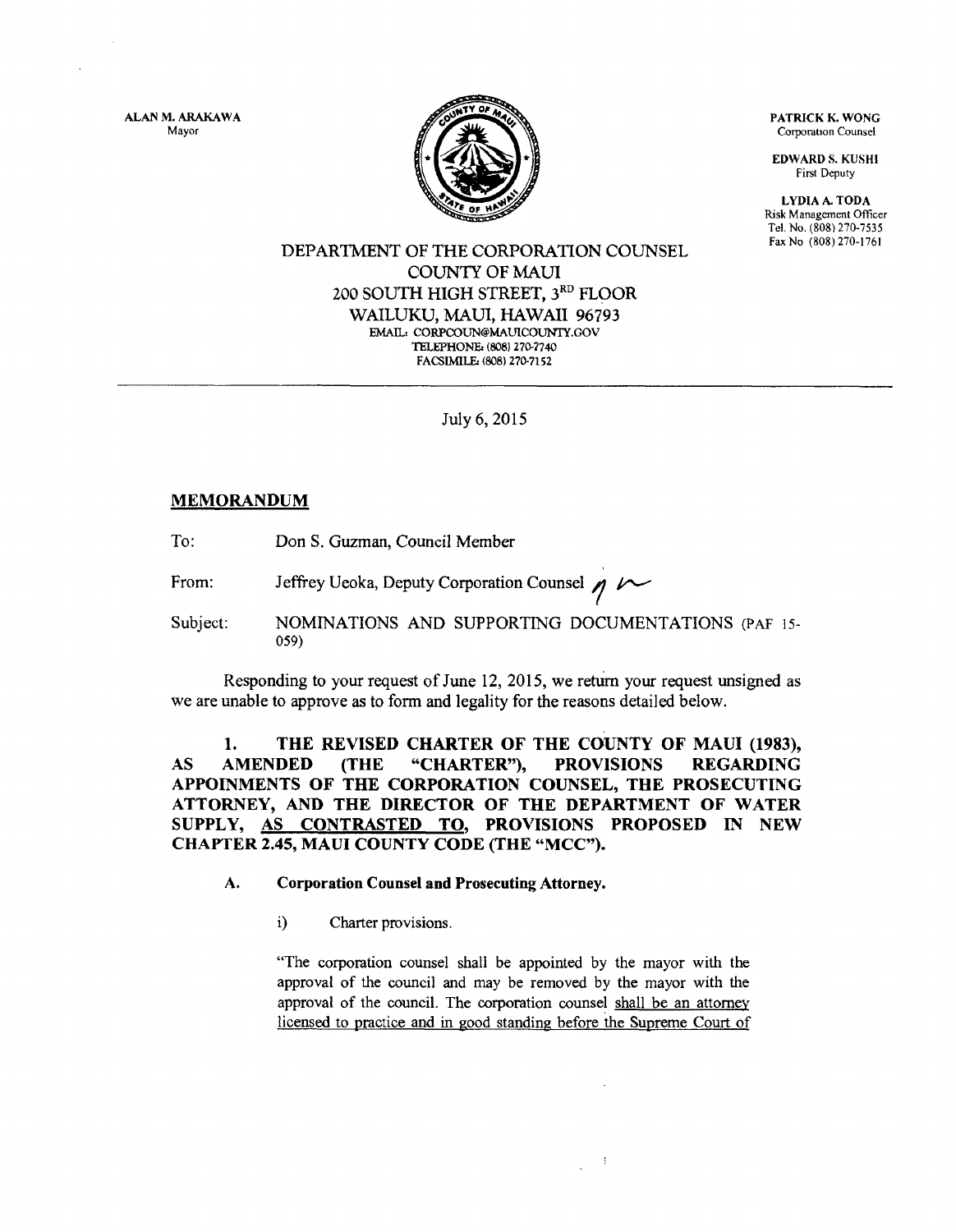ALAN M. ARAKAWA
Mayor

PATRICK K. WONG
Corporation Counsel

EDWARD S. KUSHI
First Deputy

LYDIA A. TODA
Risk Management Officer
Tel. No. (808) 270-7535
Fax No (808) 270-1761

DEPARTMENT OF THE CORPORATION COUNSEL
COUNTY OF MAUI
200 SOUTH HIGH STREET, 3RD FLOOR
WAILUKU, MAUI, HAWAII 96793
EMAIL: CORPCOUN@MAUICOUNTY.GOV
TELEPHONE: (808) 270-7740
FACSIMILE: (808) 270-7152

July 6, 2015

## MEMORANDUM

To: Don S. Guzman, Council Member

From: Jeffrey Ueoka, Deputy Corporation Counsel

Subject: NOMINATIONS AND SUPPORTING DOCUMENTATIONS (PAF 15-059)

Responding to your request of June 12, 2015, we return your request unsigned as we are unable to approve as to form and legality for the reasons detailed below.

**1. THE REVISED CHARTER OF THE COUNTY OF MAUI (1983), AS AMENDED (THE "CHARTER"), PROVISIONS REGARDING APPOINMENTS OF THE CORPORATION COUNSEL, THE PROSECUTING ATTORNEY, AND THE DIRECTOR OF THE DEPARTMENT OF WATER SUPPLY, AS CONTRASTED TO, PROVISIONS PROPOSED IN NEW CHAPTER 2.45, MAUI COUNTY CODE (THE "MCC").**

**A. Corporation Counsel and Prosecuting Attorney.**

i) Charter provisions.

"The corporation counsel shall be appointed by the mayor with the approval of the council and may be removed by the mayor with the approval of the council. The corporation counsel shall be an attorney licensed to practice and in good standing before the Supreme Court of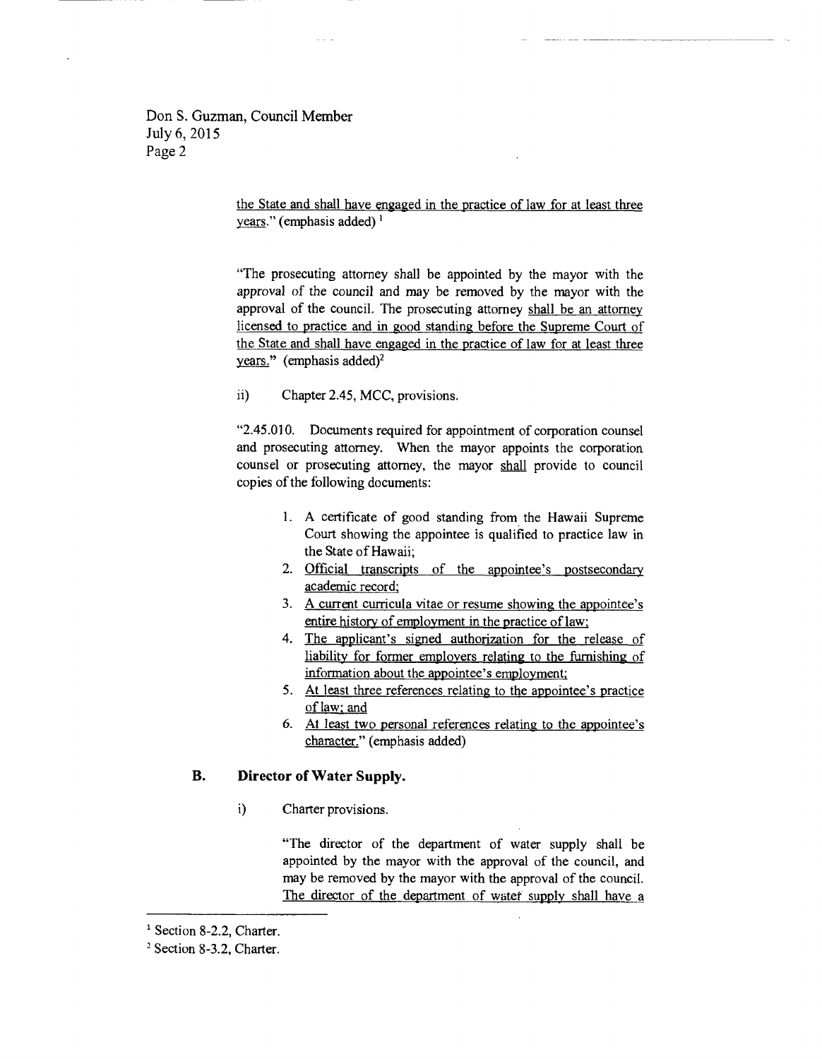the State and shall have engaged in the practice of law for at least three years." (emphasis added) [1]

"The prosecuting attorney shall be appointed by the mayor with the approval of the council and may be removed by the mayor with the approval of the council. The prosecuting attorney shall be an attorney licensed to practice and in good standing before the Supreme Court of the State and shall have engaged in the practice of law for at least three years." (emphasis added)[2]

ii) Chapter 2.45, MCC, provisions.

"2.45.010. Documents required for appointment of corporation counsel and prosecuting attorney. When the mayor appoints the corporation counsel or prosecuting attorney, the mayor shall provide to council copies of the following documents:

1. A certificate of good standing from the Hawaii Supreme Court showing the appointee is qualified to practice law in the State of Hawaii;
2. Official transcripts of the appointee's postsecondary academic record;
3. A current curricula vitae or resume showing the appointee's entire history of employment in the practice of law;
4. The applicant's signed authorization for the release of liability for former employers relating to the furnishing of information about the appointee's employment;
5. At least three references relating to the appointee's practice of law; and
6. At least two personal references relating to the appointee's character." (emphasis added)

## B. Director of Water Supply.

i) Charter provisions.

"The director of the department of water supply shall be appointed by the mayor with the approval of the council, and may be removed by the mayor with the approval of the council. The director of the department of water supply shall have a

---

[1] Section 8-2.2, Charter.

[2] Section 8-3.2, Charter.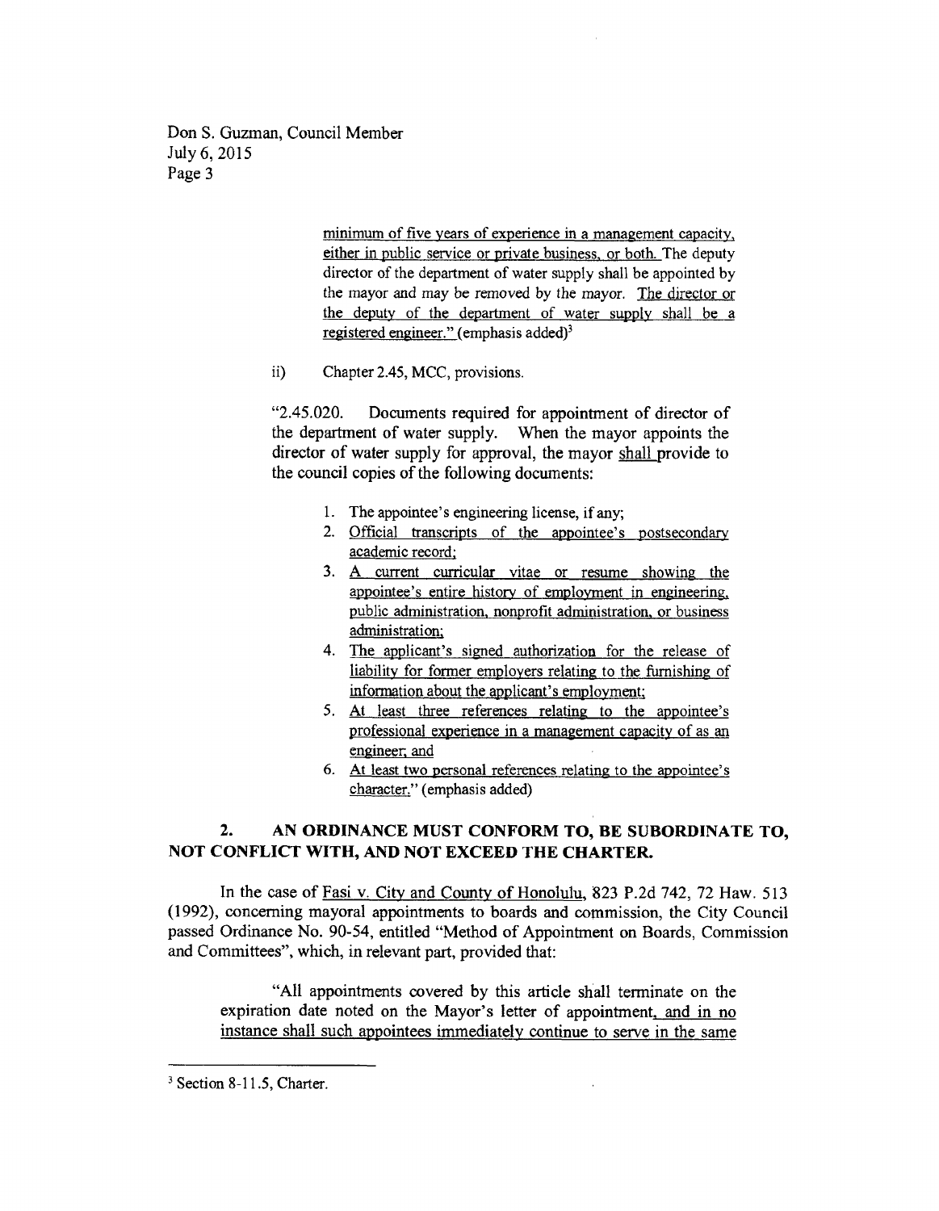minimum of five years of experience in a management capacity, either in public service or private business, or both. The deputy director of the department of water supply shall be appointed by the mayor and may be removed by the mayor. The director or the deputy of the department of water supply shall be a registered engineer." (emphasis added)[3]

ii) Chapter 2.45, MCC, provisions.

"2.45.020. Documents required for appointment of director of the department of water supply. When the mayor appoints the director of water supply for approval, the mayor shall provide to the council copies of the following documents:

1. The appointee's engineering license, if any;
2. Official transcripts of the appointee's postsecondary academic record;
3. A current curricular vitae or resume showing the appointee's entire history of employment in engineering, public administration, nonprofit administration, or business administration;
4. The applicant's signed authorization for the release of liability for former employers relating to the furnishing of information about the applicant's employment;
5. At least three references relating to the appointee's professional experience in a management capacity of as an engineer; and
6. At least two personal references relating to the appointee's character." (emphasis added)

## 2. AN ORDINANCE MUST CONFORM TO, BE SUBORDINATE TO, NOT CONFLICT WITH, AND NOT EXCEED THE CHARTER.

In the case of Fasi v. City and County of Honolulu, 823 P.2d 742, 72 Haw. 513 (1992), concerning mayoral appointments to boards and commission, the City Council passed Ordinance No. 90-54, entitled "Method of Appointment on Boards, Commission and Committees", which, in relevant part, provided that:

"All appointments covered by this article shall terminate on the expiration date noted on the Mayor's letter of appointment, and in no instance shall such appointees immediately continue to serve in the same

[3] Section 8-11.5, Charter.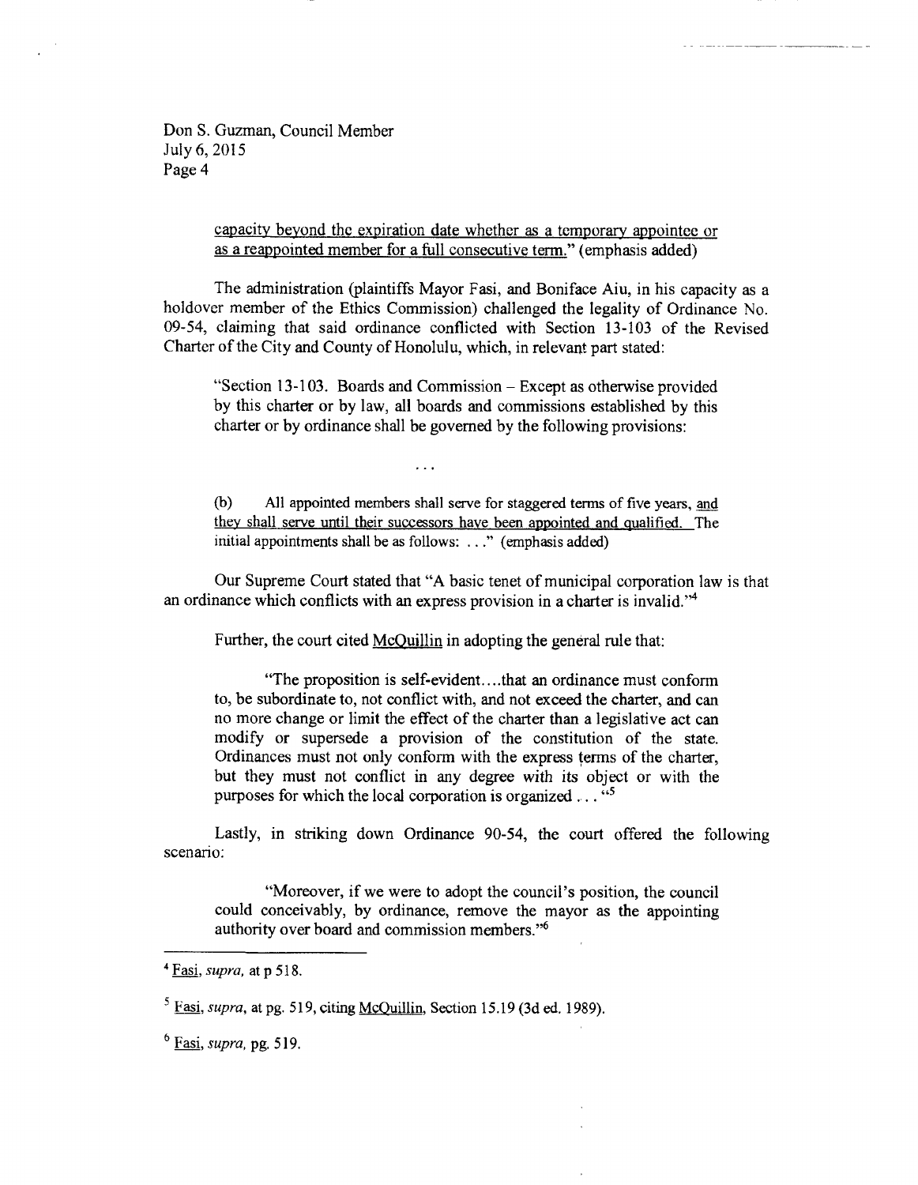capacity beyond the expiration date whether as a temporary appointee or as a reappointed member for a full consecutive term." (emphasis added)

The administration (plaintiffs Mayor Fasi, and Boniface Aiu, in his capacity as a holdover member of the Ethics Commission) challenged the legality of Ordinance No. 09-54, claiming that said ordinance conflicted with Section 13-103 of the Revised Charter of the City and County of Honolulu, which, in relevant part stated:

> "Section 13-103. Boards and Commission – Except as otherwise provided by this charter or by law, all boards and commissions established by this charter or by ordinance shall be governed by the following provisions:
>
> . . .
>
> (b) All appointed members shall serve for staggered terms of five years, and they shall serve until their successors have been appointed and qualified. The initial appointments shall be as follows: . . ." (emphasis added)

Our Supreme Court stated that "A basic tenet of municipal corporation law is that an ordinance which conflicts with an express provision in a charter is invalid."[4]

Further, the court cited McQuillin in adopting the general rule that:

> "The proposition is self-evident....that an ordinance must conform to, be subordinate to, not conflict with, and not exceed the charter, and can no more change or limit the effect of the charter than a legislative act can modify or supersede a provision of the constitution of the state. Ordinances must not only conform with the express terms of the charter, but they must not conflict in any degree with its object or with the purposes for which the local corporation is organized . . . "[5]

Lastly, in striking down Ordinance 90-54, the court offered the following scenario:

> "Moreover, if we were to adopt the council's position, the council could conceivably, by ordinance, remove the mayor as the appointing authority over board and commission members."[6]

---

[4] Fasi, *supra*, at p 518.

[5] Fasi, *supra*, at pg. 519, citing McQuillin, Section 15.19 (3d ed. 1989).

[6] Fasi, *supra*, pg. 519.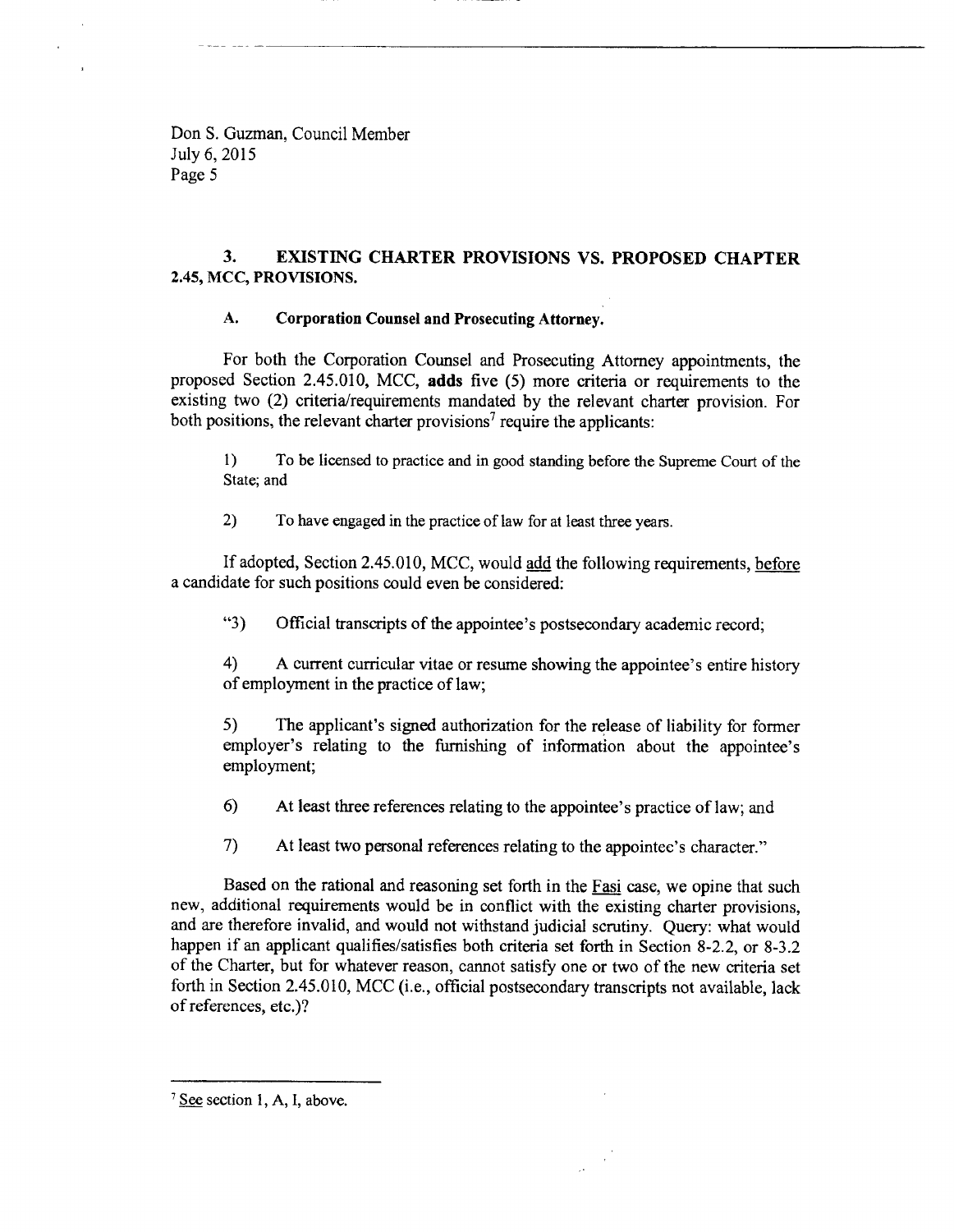### 3. EXISTING CHARTER PROVISIONS VS. PROPOSED CHAPTER 2.45, MCC, PROVISIONS.

#### A. Corporation Counsel and Prosecuting Attorney.

For both the Corporation Counsel and Prosecuting Attorney appointments, the proposed Section 2.45.010, MCC, **adds** five (5) more criteria or requirements to the existing two (2) criteria/requirements mandated by the relevant charter provision. For both positions, the relevant charter provisions[7] require the applicants:

1) To be licensed to practice and in good standing before the Supreme Court of the State; and

2) To have engaged in the practice of law for at least three years.

If adopted, Section 2.45.010, MCC, would add the following requirements, before a candidate for such positions could even be considered:

"3) Official transcripts of the appointee's postsecondary academic record;

4) A current curricular vitae or resume showing the appointee's entire history of employment in the practice of law;

5) The applicant's signed authorization for the release of liability for former employer's relating to the furnishing of information about the appointee's employment;

6) At least three references relating to the appointee's practice of law; and

7) At least two personal references relating to the appointee's character."

Based on the rational and reasoning set forth in the Fasi case, we opine that such new, additional requirements would be in conflict with the existing charter provisions, and are therefore invalid, and would not withstand judicial scrutiny. Query: what would happen if an applicant qualifies/satisfies both criteria set forth in Section 8-2.2, or 8-3.2 of the Charter, but for whatever reason, cannot satisfy one or two of the new criteria set forth in Section 2.45.010, MCC (i.e., official postsecondary transcripts not available, lack of references, etc.)?

---

[7] See section 1, A, I, above.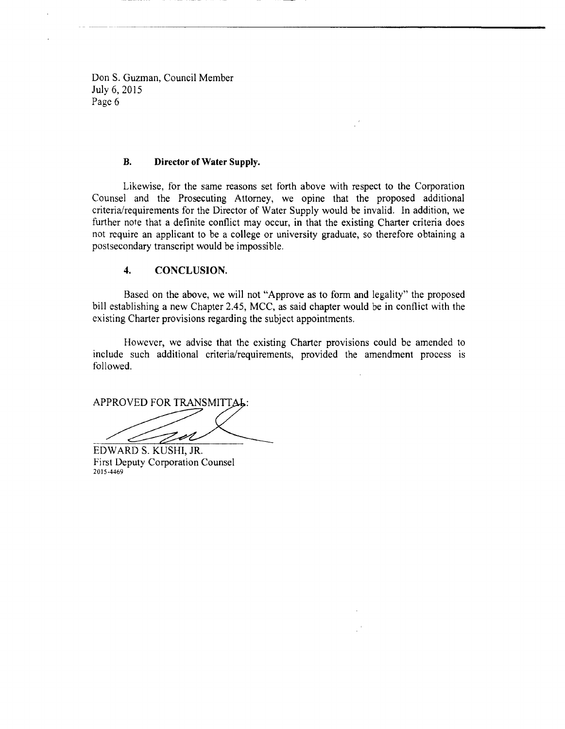Don S. Guzman, Council Member
July 6, 2015

### B. Director of Water Supply.

Likewise, for the same reasons set forth above with respect to the Corporation Counsel and the Prosecuting Attorney, we opine that the proposed additional criteria/requirements for the Director of Water Supply would be invalid. In addition, we further note that a definite conflict may occur, in that the existing Charter criteria does not require an applicant to be a college or university graduate, so therefore obtaining a postsecondary transcript would be impossible.

## 4. CONCLUSION.

Based on the above, we will not "Approve as to form and legality" the proposed bill establishing a new Chapter 2.45, MCC, as said chapter would be in conflict with the existing Charter provisions regarding the subject appointments.

However, we advise that the existing Charter provisions could be amended to include such additional criteria/requirements, provided the amendment process is followed.

APPROVED FOR TRANSMITTAL:

EDWARD S. KUSHI, JR.
First Deputy Corporation Counsel
2015-4469